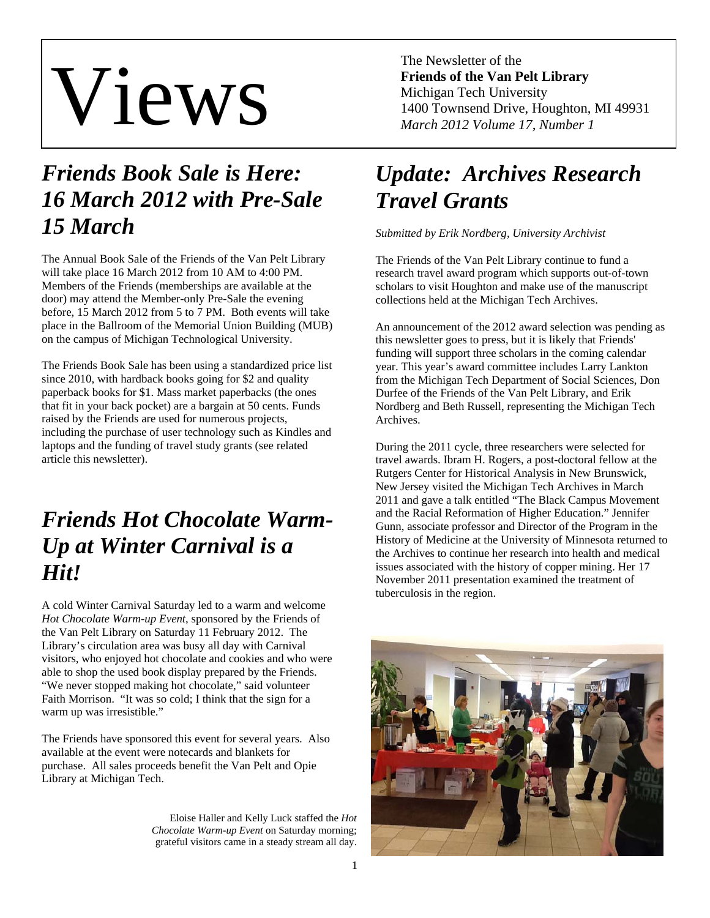# Views

The Newsletter of the
**Friends of the Van Pelt Library**
Michigan Tech University
1400 Townsend Drive, Houghton, MI 49931
*March 2012 Volume 17, Number 1*

## *Friends Book Sale is Here: 16 March 2012 with Pre-Sale 15 March*

The Annual Book Sale of the Friends of the Van Pelt Library will take place 16 March 2012 from 10 AM to 4:00 PM. Members of the Friends (memberships are available at the door) may attend the Member-only Pre-Sale the evening before, 15 March 2012 from 5 to 7 PM. Both events will take place in the Ballroom of the Memorial Union Building (MUB) on the campus of Michigan Technological University.

The Friends Book Sale has been using a standardized price list since 2010, with hardback books going for $2 and quality paperback books for $1. Mass market paperbacks (the ones that fit in your back pocket) are a bargain at 50 cents. Funds raised by the Friends are used for numerous projects, including the purchase of user technology such as Kindles and laptops and the funding of travel study grants (see related article this newsletter).

## *Friends Hot Chocolate Warm-Up at Winter Carnival is a Hit!*

A cold Winter Carnival Saturday led to a warm and welcome *Hot Chocolate Warm-up Event*, sponsored by the Friends of the Van Pelt Library on Saturday 11 February 2012. The Library's circulation area was busy all day with Carnival visitors, who enjoyed hot chocolate and cookies and who were able to shop the used book display prepared by the Friends. "We never stopped making hot chocolate," said volunteer Faith Morrison. "It was so cold; I think that the sign for a warm up was irresistible."

The Friends have sponsored this event for several years. Also available at the event were notecards and blankets for purchase. All sales proceeds benefit the Van Pelt and Opie Library at Michigan Tech.

Eloise Haller and Kelly Luck staffed the *Hot Chocolate Warm-up Event* on Saturday morning; grateful visitors came in a steady stream all day.

## *Update: Archives Research Travel Grants*

*Submitted by Erik Nordberg, University Archivist*

The Friends of the Van Pelt Library continue to fund a research travel award program which supports out-of-town scholars to visit Houghton and make use of the manuscript collections held at the Michigan Tech Archives.

An announcement of the 2012 award selection was pending as this newsletter goes to press, but it is likely that Friends' funding will support three scholars in the coming calendar year. This year's award committee includes Larry Lankton from the Michigan Tech Department of Social Sciences, Don Durfee of the Friends of the Van Pelt Library, and Erik Nordberg and Beth Russell, representing the Michigan Tech Archives.

During the 2011 cycle, three researchers were selected for travel awards. Ibram H. Rogers, a post-doctoral fellow at the Rutgers Center for Historical Analysis in New Brunswick, New Jersey visited the Michigan Tech Archives in March 2011 and gave a talk entitled "The Black Campus Movement and the Racial Reformation of Higher Education." Jennifer Gunn, associate professor and Director of the Program in the History of Medicine at the University of Minnesota returned to the Archives to continue her research into health and medical issues associated with the history of copper mining. Her 17 November 2011 presentation examined the treatment of tuberculosis in the region.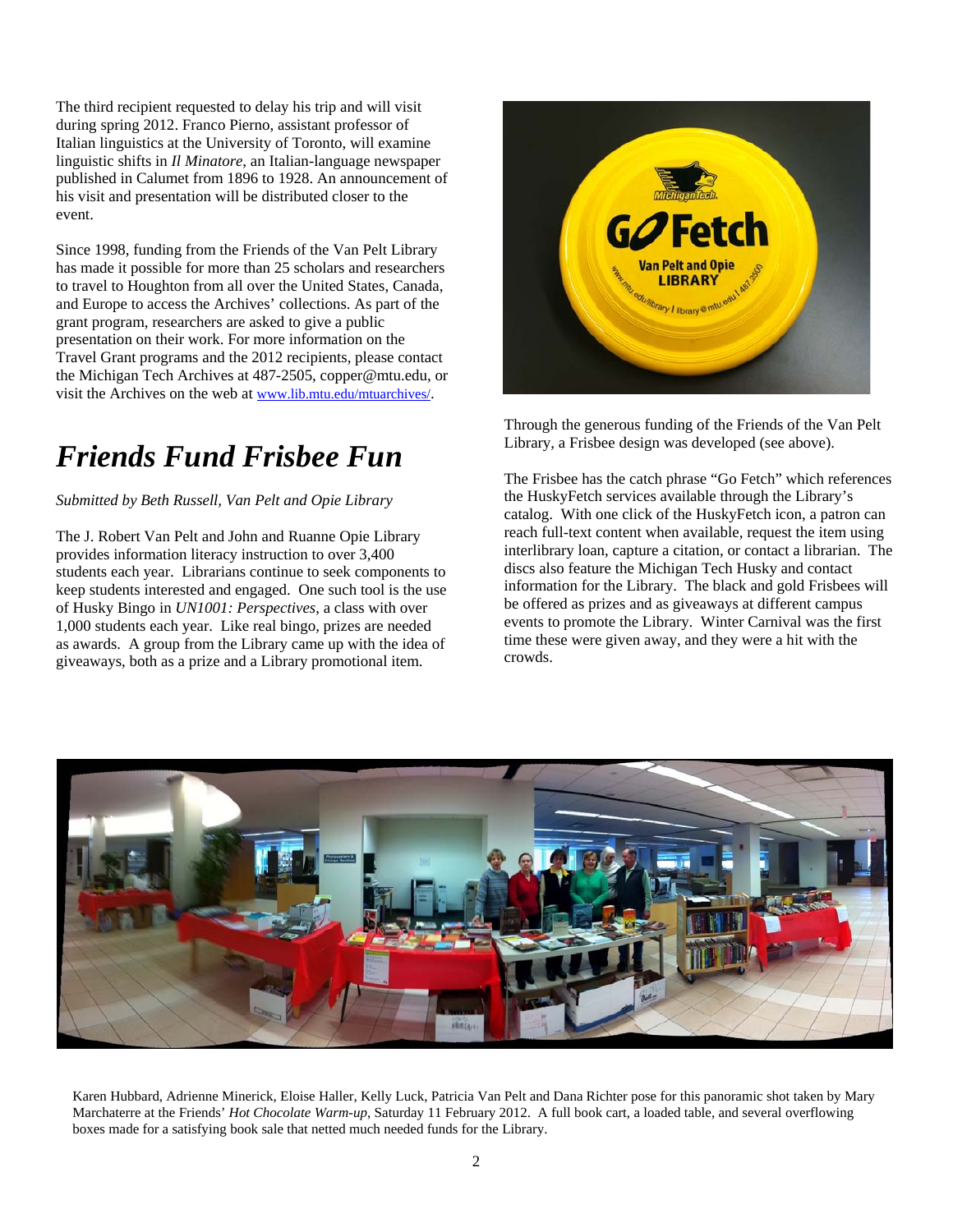The third recipient requested to delay his trip and will visit during spring 2012. Franco Pierno, assistant professor of Italian linguistics at the University of Toronto, will examine linguistic shifts in *Il Minatore*, an Italian-language newspaper published in Calumet from 1896 to 1928. An announcement of his visit and presentation will be distributed closer to the event.

Since 1998, funding from the Friends of the Van Pelt Library has made it possible for more than 25 scholars and researchers to travel to Houghton from all over the United States, Canada, and Europe to access the Archives' collections. As part of the grant program, researchers are asked to give a public presentation on their work. For more information on the Travel Grant programs and the 2012 recipients, please contact the Michigan Tech Archives at 487-2505, copper@mtu.edu, or visit the Archives on the web at www.lib.mtu.edu/mtuarchives/.

# *Friends Fund Frisbee Fun*

*Submitted by Beth Russell, Van Pelt and Opie Library*

The J. Robert Van Pelt and John and Ruanne Opie Library provides information literacy instruction to over 3,400 students each year. Librarians continue to seek components to keep students interested and engaged. One such tool is the use of Husky Bingo in *UN1001: Perspectives*, a class with over 1,000 students each year. Like real bingo, prizes are needed as awards. A group from the Library came up with the idea of giveaways, both as a prize and a Library promotional item.

Through the generous funding of the Friends of the Van Pelt Library, a Frisbee design was developed (see above).

The Frisbee has the catch phrase "Go Fetch" which references the HuskyFetch services available through the Library's catalog. With one click of the HuskyFetch icon, a patron can reach full-text content when available, request the item using interlibrary loan, capture a citation, or contact a librarian. The discs also feature the Michigan Tech Husky and contact information for the Library. The black and gold Frisbees will be offered as prizes and as giveaways at different campus events to promote the Library. Winter Carnival was the first time these were given away, and they were a hit with the crowds.

Karen Hubbard, Adrienne Minerick, Eloise Haller, Kelly Luck, Patricia Van Pelt and Dana Richter pose for this panoramic shot taken by Mary Marchaterre at the Friends' *Hot Chocolate Warm-up*, Saturday 11 February 2012. A full book cart, a loaded table, and several overflowing boxes made for a satisfying book sale that netted much needed funds for the Library.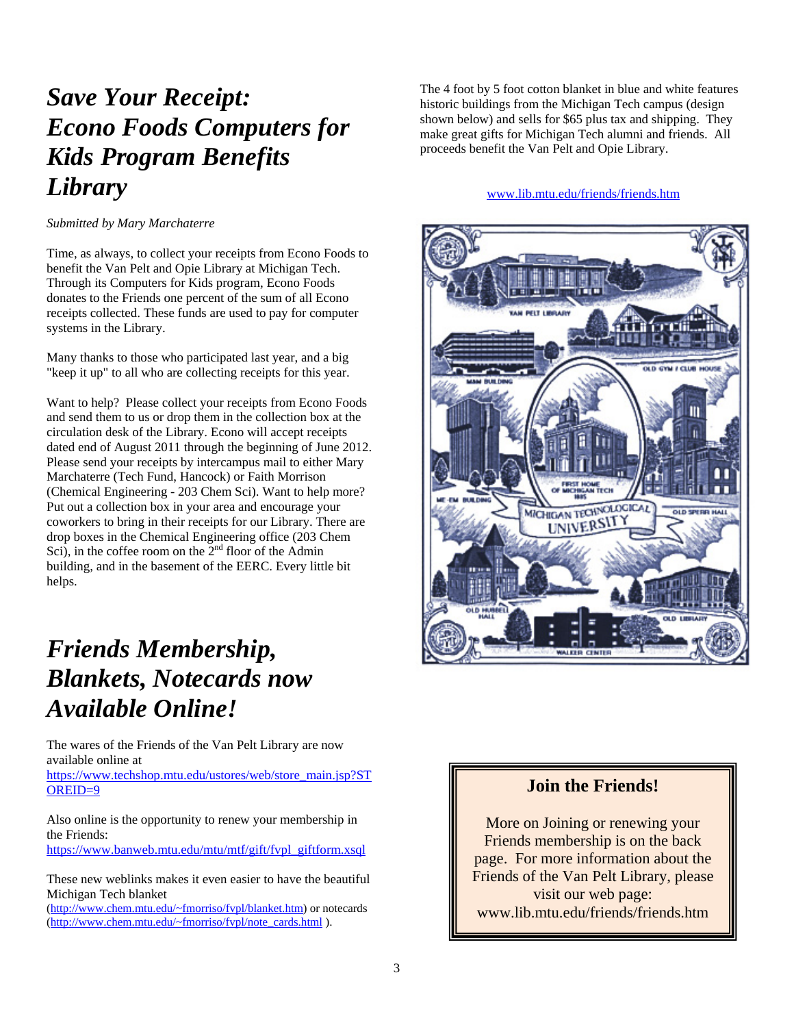# *Save Your Receipt: Econo Foods Computers for Kids Program Benefits Library*

*Submitted by Mary Marchaterre*

Time, as always, to collect your receipts from Econo Foods to benefit the Van Pelt and Opie Library at Michigan Tech. Through its Computers for Kids program, Econo Foods donates to the Friends one percent of the sum of all Econo receipts collected. These funds are used to pay for computer systems in the Library.

Many thanks to those who participated last year, and a big "keep it up" to all who are collecting receipts for this year.

Want to help? Please collect your receipts from Econo Foods and send them to us or drop them in the collection box at the circulation desk of the Library. Econo will accept receipts dated end of August 2011 through the beginning of June 2012. Please send your receipts by intercampus mail to either Mary Marchaterre (Tech Fund, Hancock) or Faith Morrison (Chemical Engineering - 203 Chem Sci). Want to help more? Put out a collection box in your area and encourage your coworkers to bring in their receipts for our Library. There are drop boxes in the Chemical Engineering office (203 Chem Sci), in the coffee room on the 2nd floor of the Admin building, and in the basement of the EERC. Every little bit helps.

# *Friends Membership, Blankets, Notecards now Available Online!*

The wares of the Friends of the Van Pelt Library are now available online at https://www.techshop.mtu.edu/ustores/web/store_main.jsp?STOREID=9

Also online is the opportunity to renew your membership in the Friends: https://www.banweb.mtu.edu/mtu/mtf/gift/fvpl_giftform.xsql

These new weblinks makes it even easier to have the beautiful Michigan Tech blanket (http://www.chem.mtu.edu/~fmorriso/fvpl/blanket.htm) or notecards (http://www.chem.mtu.edu/~fmorriso/fvpl/note_cards.html ).

The 4 foot by 5 foot cotton blanket in blue and white features historic buildings from the Michigan Tech campus (design shown below) and sells for $65 plus tax and shipping. They make great gifts for Michigan Tech alumni and friends. All proceeds benefit the Van Pelt and Opie Library.

www.lib.mtu.edu/friends/friends.htm

## Join the Friends!

More on Joining or renewing your Friends membership is on the back page. For more information about the Friends of the Van Pelt Library, please visit our web page: www.lib.mtu.edu/friends/friends.htm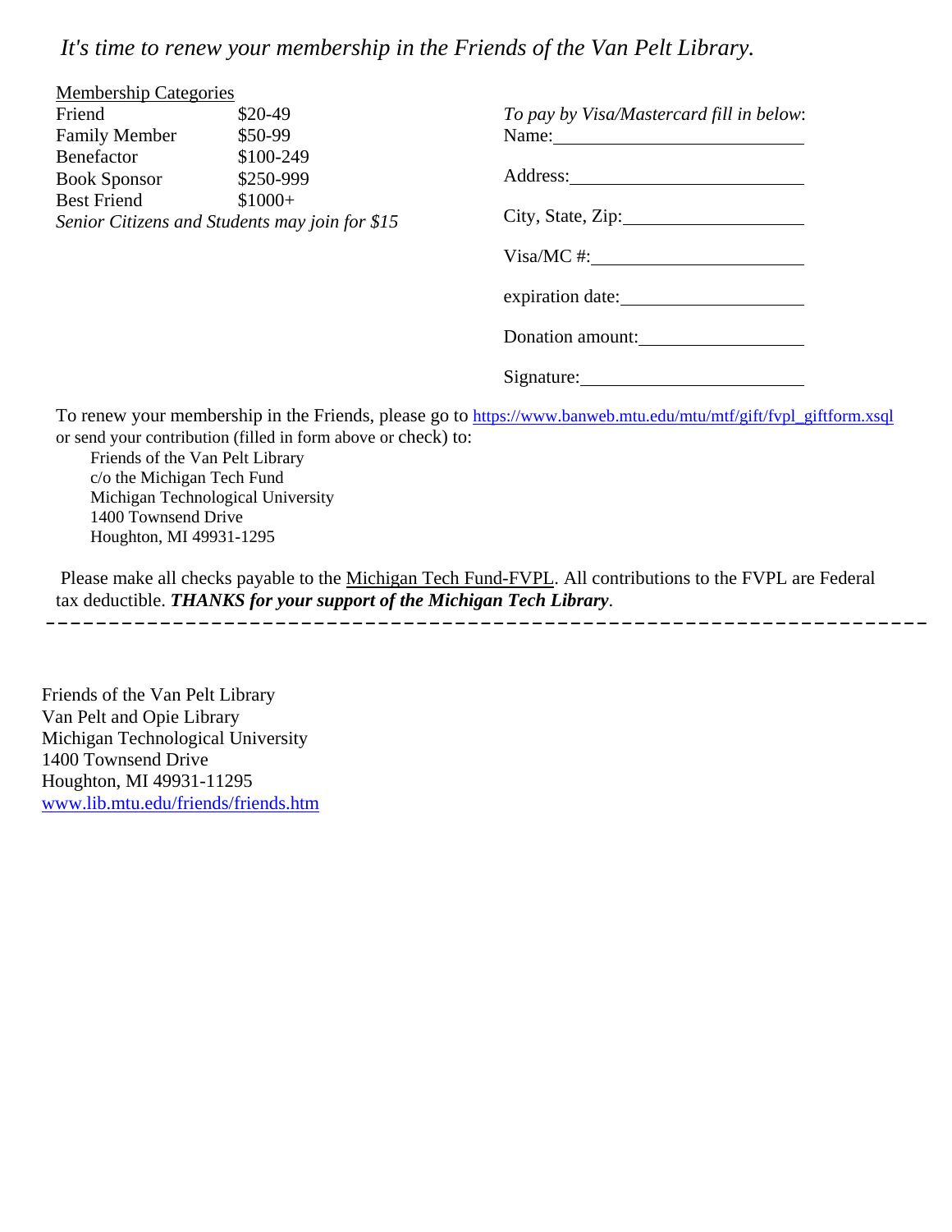*It's time to renew your membership in the Friends of the Van Pelt Library.*

Membership Categories

| | |
|---|---|
| Friend | $20-49 |
| Family Member | $50-99 |
| Benefactor | $100-249 |
| Book Sponsor | $250-999 |
| Best Friend | $1000+ |

*Senior Citizens and Students may join for $15*

*To pay by Visa/Mastercard fill in below*:

Name:\_\_\_\_\_\_\_\_\_\_\_\_\_\_\_\_\_\_\_\_\_\_\_\_

Address:\_\_\_\_\_\_\_\_\_\_\_\_\_\_\_\_\_\_\_\_\_\_\_\_

City, State, Zip:\_\_\_\_\_\_\_\_\_\_\_\_\_\_\_\_\_\_\_\_

Visa/MC #:\_\_\_\_\_\_\_\_\_\_\_\_\_\_\_\_\_\_\_\_\_\_

expiration date:\_\_\_\_\_\_\_\_\_\_\_\_\_\_\_\_\_\_\_\_

Donation amount:\_\_\_\_\_\_\_\_\_\_\_\_\_\_\_\_\_\_

Signature:\_\_\_\_\_\_\_\_\_\_\_\_\_\_\_\_\_\_\_\_\_\_

To renew your membership in the Friends, please go to https://www.banweb.mtu.edu/mtu/mtf/gift/fvpl_giftform.xsql or send your contribution (filled in form above or check) to:

Friends of the Van Pelt Library
c/o the Michigan Tech Fund
Michigan Technological University
1400 Townsend Drive
Houghton, MI 49931-1295

Please make all checks payable to the Michigan Tech Fund-FVPL. All contributions to the FVPL are Federal tax deductible. ***THANKS for your support of the Michigan Tech Library***.

---

Friends of the Van Pelt Library
Van Pelt and Opie Library
Michigan Technological University
1400 Townsend Drive
Houghton, MI 49931-11295
www.lib.mtu.edu/friends/friends.htm